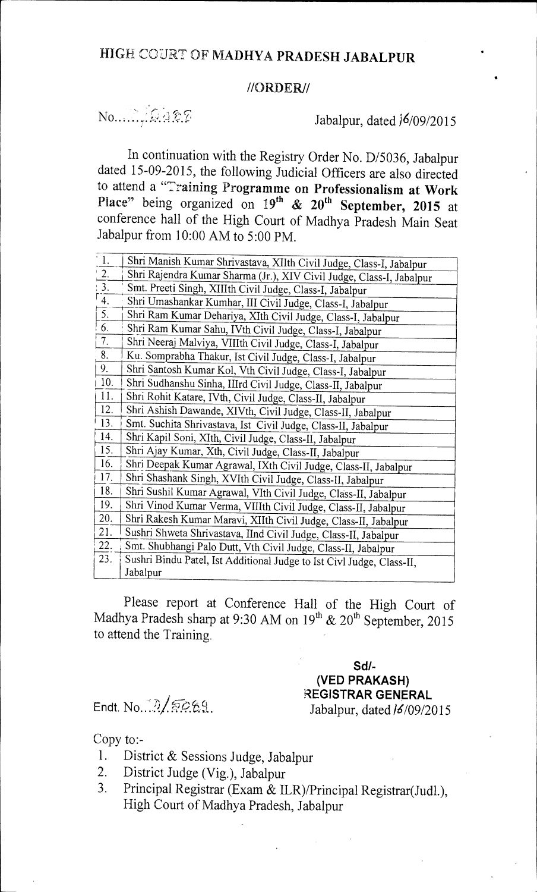# HIGH COURT OF MADHYA PRADESH JABALPUR

## //ORDER//

No.......5268 Jabalpur, dated 16/09/2015

In continuation with the Registry Order No. D/5036, Jabalpur dated 15-09-2015, the following Judicial Officers are also directed to attend a "**Training Programme on Professionalism at Work Place**" being organized on **19th & 20th September, 2015** at conference hall of the High Court of Madhya Pradesh Main Seat Jabalpur from 10:00 AM to 5:00 PM.

| | |
|---|---|
| 1. | Shri Manish Kumar Shrivastava, XIIth Civil Judge, Class-I, Jabalpur |
| 2. | Shri Rajendra Kumar Sharma (Jr.), XIV Civil Judge, Class-I, Jabalpur |
| 3. | Smt. Preeti Singh, XIIIth Civil Judge, Class-I, Jabalpur |
| 4. | Shri Umashankar Kumhar, III Civil Judge, Class-I, Jabalpur |
| 5. | Shri Ram Kumar Dehariya, XIth Civil Judge, Class-I, Jabalpur |
| 6. | Shri Ram Kumar Sahu, IVth Civil Judge, Class-I, Jabalpur |
| 7. | Shri Neeraj Malviya, VIIIth Civil Judge, Class-I, Jabalpur |
| 8. | Ku. Somprabha Thakur, Ist Civil Judge, Class-I, Jabalpur |
| 9. | Shri Santosh Kumar Kol, Vth Civil Judge, Class-I, Jabalpur |
| 10. | Shri Sudhanshu Sinha, IIIrd Civil Judge, Class-II, Jabalpur |
| 11. | Shri Rohit Katare, IVth, Civil Judge, Class-II, Jabalpur |
| 12. | Shri Ashish Dawande, XIVth, Civil Judge, Class-II, Jabalpur |
| 13. | Smt. Suchita Shrivastava, Ist Civil Judge, Class-II, Jabalpur |
| 14. | Shri Kapil Soni, XIth, Civil Judge, Class-II, Jabalpur |
| 15. | Shri Ajay Kumar, Xth, Civil Judge, Class-II, Jabalpur |
| 16. | Shri Deepak Kumar Agrawal, IXth Civil Judge, Class-II, Jabalpur |
| 17. | Shri Shashank Singh, XVIth Civil Judge, Class-II, Jabalpur |
| 18. | Shri Sushil Kumar Agrawal, VIth Civil Judge, Class-II, Jabalpur |
| 19. | Shri Vinod Kumar Verma, VIIIth Civil Judge, Class-II, Jabalpur |
| 20. | Shri Rakesh Kumar Maravi, XIIth Civil Judge, Class-II, Jabalpur |
| 21. | Sushri Shweta Shrivastava, IInd Civil Judge, Class-II, Jabalpur |
| 22. | Smt. Shubhangi Palo Dutt, Vth Civil Judge, Class-II, Jabalpur |
| 23. | Sushri Bindu Patel, Ist Additional Judge to Ist Civl Judge, Class-II, Jabalpur |

Please report at Conference Hall of the High Court of Madhya Pradesh sharp at 9:30 AM on 19th & 20th September, 2015 to attend the Training.

**Sd/-**
**(VED PRAKASH)**
**REGISTRAR GENERAL**

Endt. No...D/5269. Jabalpur, dated 16/09/2015

Copy to:-

1. District & Sessions Judge, Jabalpur
2. District Judge (Vig.), Jabalpur
3. Principal Registrar (Exam & ILR)/Principal Registrar(Judl.), High Court of Madhya Pradesh, Jabalpur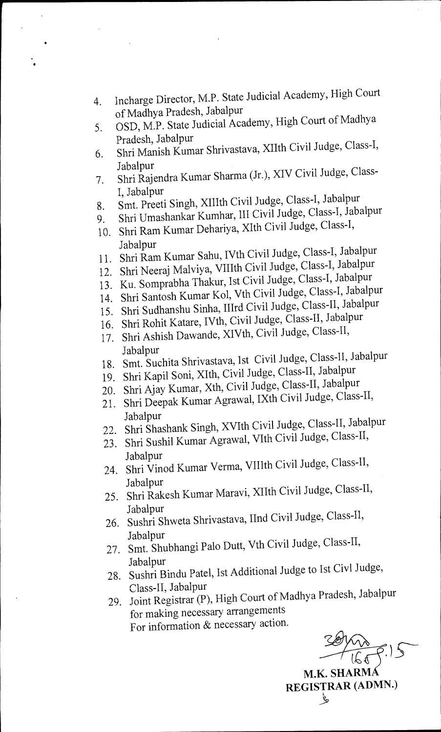4. Incharge Director, M.P. State Judicial Academy, High Court of Madhya Pradesh, Jabalpur
5. OSD, M.P. State Judicial Academy, High Court of Madhya Pradesh, Jabalpur
6. Shri Manish Kumar Shrivastava, XIIth Civil Judge, Class-I, Jabalpur
7. Shri Rajendra Kumar Sharma (Jr.), XIV Civil Judge, Class-I, Jabalpur
8. Smt. Preeti Singh, XIIIth Civil Judge, Class-I, Jabalpur
9. Shri Umashankar Kumhar, III Civil Judge, Class-I, Jabalpur
10. Shri Ram Kumar Dehariya, XIth Civil Judge, Class-I, Jabalpur
11. Shri Ram Kumar Sahu, IVth Civil Judge, Class-I, Jabalpur
12. Shri Neeraj Malviya, VIIIth Civil Judge, Class-I, Jabalpur
13. Ku. Somprabha Thakur, Ist Civil Judge, Class-I, Jabalpur
14. Shri Santosh Kumar Kol, Vth Civil Judge, Class-I, Jabalpur
15. Shri Sudhanshu Sinha, IIIrd Civil Judge, Class-II, Jabalpur
16. Shri Rohit Katare, IVth, Civil Judge, Class-II, Jabalpur
17. Shri Ashish Dawande, XIVth, Civil Judge, Class-II, Jabalpur
18. Smt. Suchita Shrivastava, Ist Civil Judge, Class-II, Jabalpur
19. Shri Kapil Soni, XIth, Civil Judge, Class-II, Jabalpur
20. Shri Ajay Kumar, Xth, Civil Judge, Class-II, Jabalpur
21. Shri Deepak Kumar Agrawal, IXth Civil Judge, Class-II, Jabalpur
22. Shri Shashank Singh, XVIth Civil Judge, Class-II, Jabalpur
23. Shri Sushil Kumar Agrawal, VIth Civil Judge, Class-II, Jabalpur
24. Shri Vinod Kumar Verma, VIIIth Civil Judge, Class-II, Jabalpur
25. Shri Rakesh Kumar Maravi, XIIth Civil Judge, Class-II, Jabalpur
26. Sushri Shweta Shrivastava, IInd Civil Judge, Class-II, Jabalpur
27. Smt. Shubhangi Palo Dutt, Vth Civil Judge, Class-II, Jabalpur
28. Sushri Bindu Patel, Ist Additional Judge to Ist Civl Judge, Class-II, Jabalpur
29. Joint Registrar (P), High Court of Madhya Pradesh, Jabalpur for making necessary arrangements
   For information & necessary action.

16.8.15

**M.K. SHARMA**
**REGISTRAR (ADMN.)**